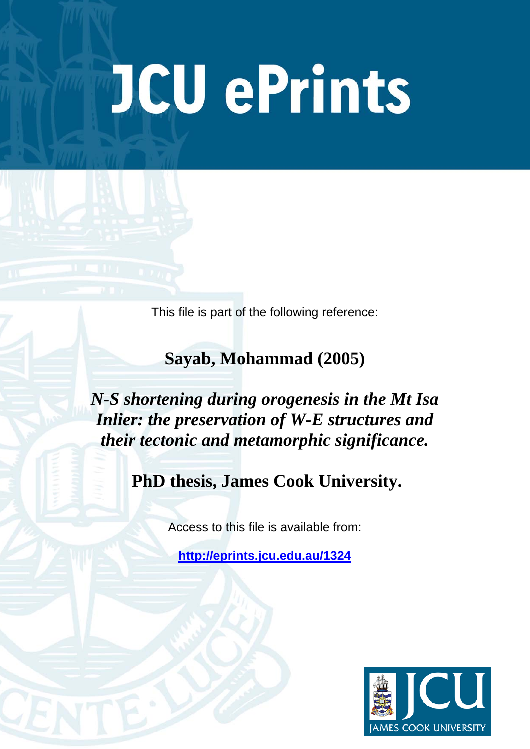# JCU ePrints

This file is part of the following reference:

**Sayab, Mohammad (2005)**

***N-S shortening during orogenesis in the Mt Isa Inlier: the preservation of W-E structures and their tectonic and metamorphic significance.***

**PhD thesis, James Cook University.**

Access to this file is available from:

**http://eprints.jcu.edu.au/1324**

JAMES COOK UNIVERSITY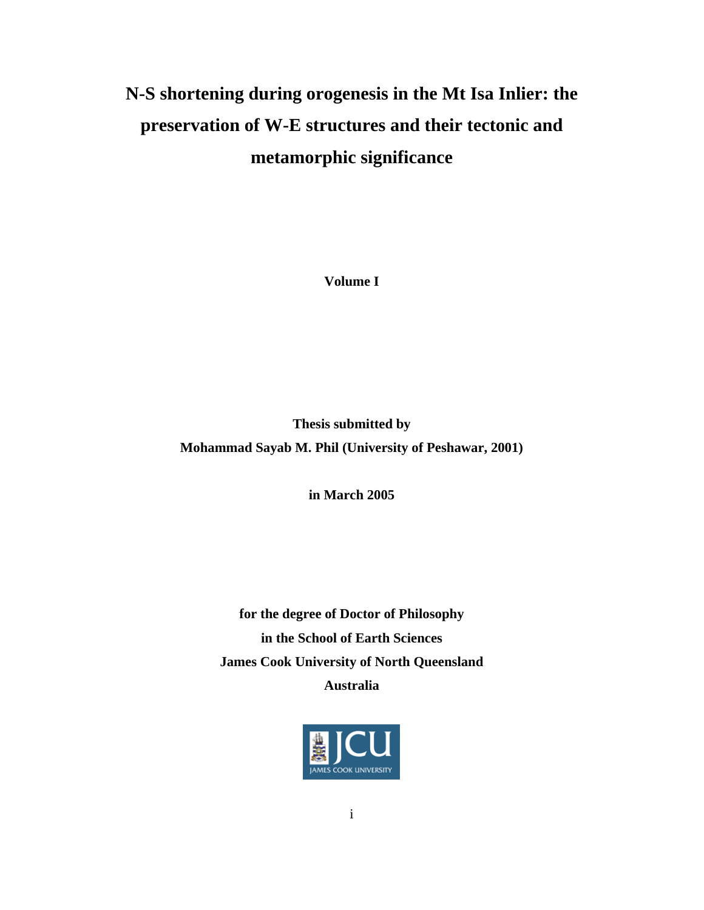# N-S shortening during orogenesis in the Mt Isa Inlier: the preservation of W-E structures and their tectonic and metamorphic significance

**Volume I**

**Thesis submitted by**

**Mohammad Sayab M. Phil (University of Peshawar, 2001)**

**in March 2005**

**for the degree of Doctor of Philosophy**

**in the School of Earth Sciences**

**James Cook University of North Queensland**

**Australia**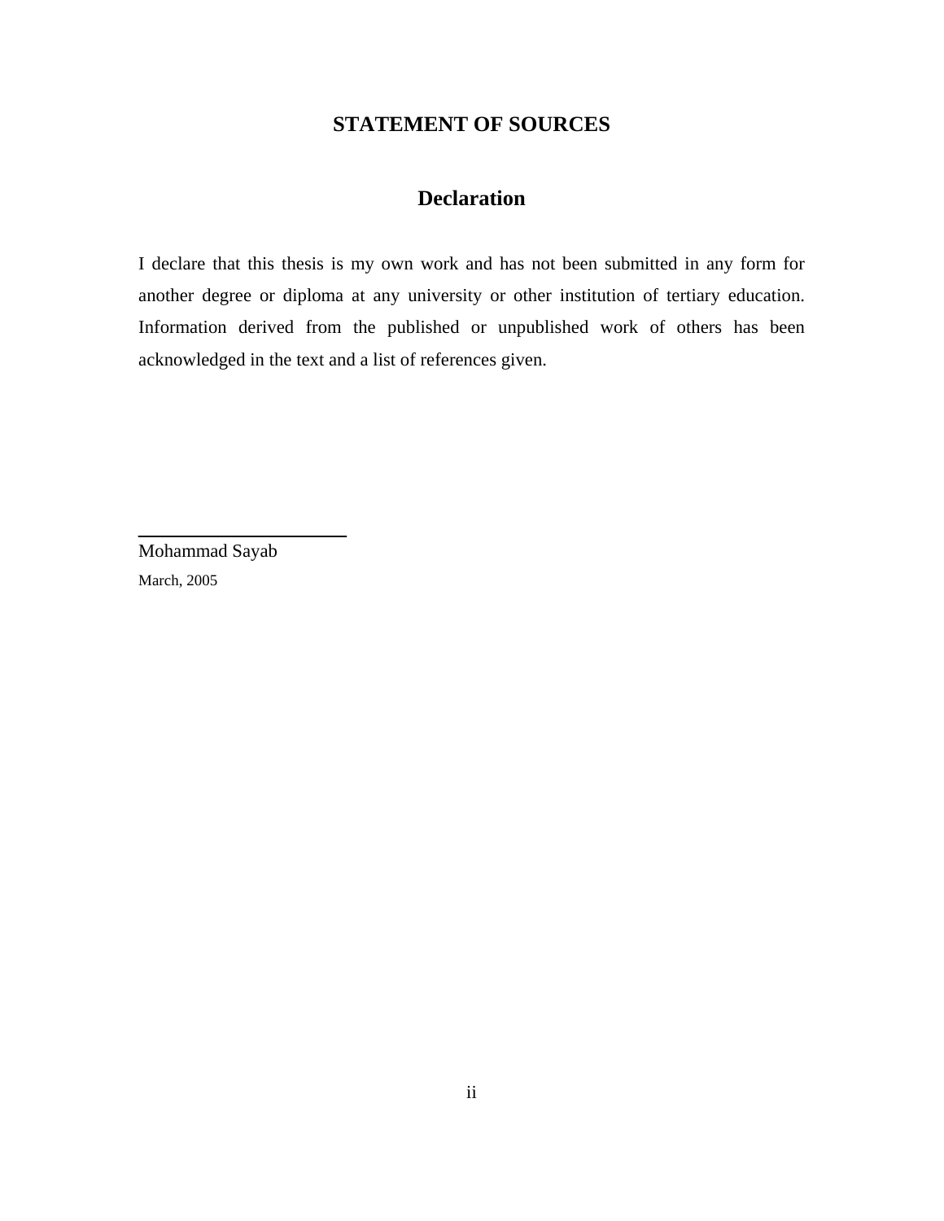# STATEMENT OF SOURCES

## Declaration

I declare that this thesis is my own work and has not been submitted in any form for another degree or diploma at any university or other institution of tertiary education. Information derived from the published or unpublished work of others has been acknowledged in the text and a list of references given.

Mohammad Sayab

March, 2005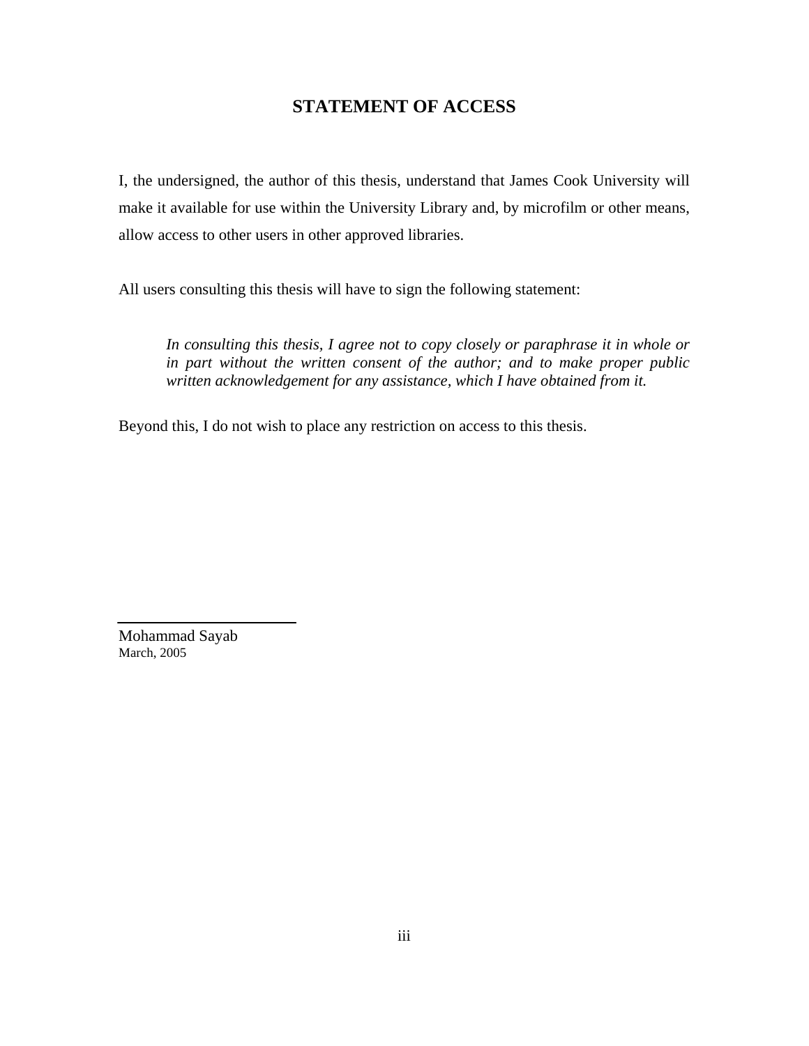# STATEMENT OF ACCESS

I, the undersigned, the author of this thesis, understand that James Cook University will make it available for use within the University Library and, by microfilm or other means, allow access to other users in other approved libraries.

All users consulting this thesis will have to sign the following statement:

> *In consulting this thesis, I agree not to copy closely or paraphrase it in whole or in part without the written consent of the author; and to make proper public written acknowledgement for any assistance, which I have obtained from it.*

Beyond this, I do not wish to place any restriction on access to this thesis.

Mohammad Sayab
March, 2005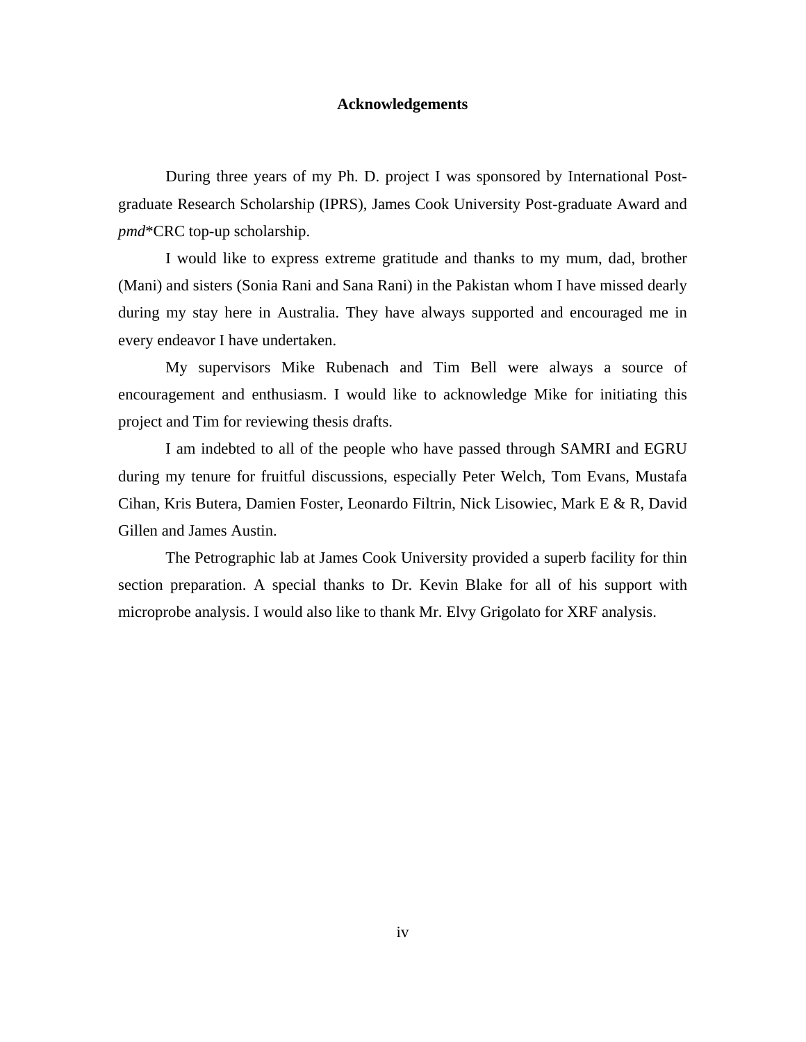# Acknowledgements

During three years of my Ph. D. project I was sponsored by International Post-graduate Research Scholarship (IPRS), James Cook University Post-graduate Award and *pmd**CRC top-up scholarship.

I would like to express extreme gratitude and thanks to my mum, dad, brother (Mani) and sisters (Sonia Rani and Sana Rani) in the Pakistan whom I have missed dearly during my stay here in Australia. They have always supported and encouraged me in every endeavor I have undertaken.

My supervisors Mike Rubenach and Tim Bell were always a source of encouragement and enthusiasm. I would like to acknowledge Mike for initiating this project and Tim for reviewing thesis drafts.

I am indebted to all of the people who have passed through SAMRI and EGRU during my tenure for fruitful discussions, especially Peter Welch, Tom Evans, Mustafa Cihan, Kris Butera, Damien Foster, Leonardo Filtrin, Nick Lisowiec, Mark E & R, David Gillen and James Austin.

The Petrographic lab at James Cook University provided a superb facility for thin section preparation. A special thanks to Dr. Kevin Blake for all of his support with microprobe analysis. I would also like to thank Mr. Elvy Grigolato for XRF analysis.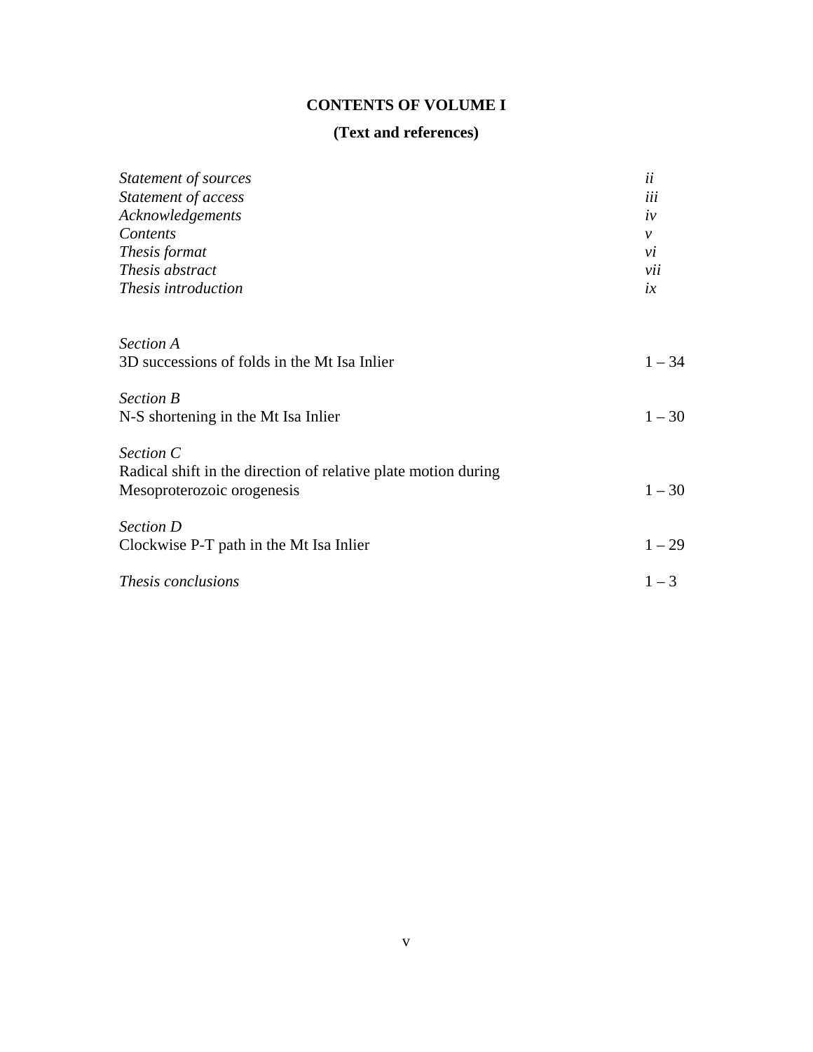# CONTENTS OF VOLUME I

## (Text and references)

| | |
|---|---|
| *Statement of sources* | *ii* |
| *Statement of access* | *iii* |
| *Acknowledgements* | *iv* |
| *Contents* | *v* |
| *Thesis format* | *vi* |
| *Thesis abstract* | *vii* |
| *Thesis introduction* | *ix* |

*Section A*
3D successions of folds in the Mt Isa Inlier — 1 – 34

*Section B*
N-S shortening in the Mt Isa Inlier — 1 – 30

*Section C*
Radical shift in the direction of relative plate motion during Mesoproterozoic orogenesis — 1 – 30

*Section D*
Clockwise P-T path in the Mt Isa Inlier — 1 – 29

*Thesis conclusions* — 1 – 3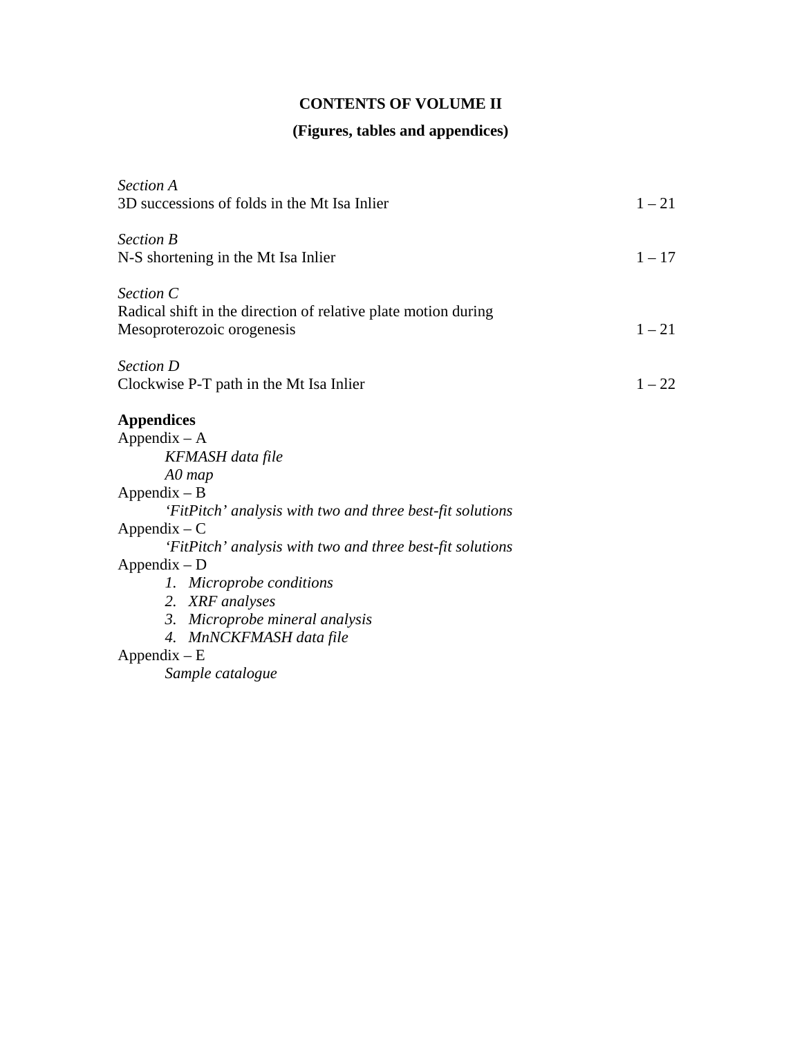# CONTENTS OF VOLUME II

## (Figures, tables and appendices)

| | |
|---|---|
| *Section A*<br>3D successions of folds in the Mt Isa Inlier | 1 – 21 |
| *Section B*<br>N-S shortening in the Mt Isa Inlier | 1 – 17 |
| *Section C*<br>Radical shift in the direction of relative plate motion during Mesoproterozoic orogenesis | 1 – 21 |
| *Section D*<br>Clockwise P-T path in the Mt Isa Inlier | 1 – 22 |

**Appendices**

Appendix – A

*KFMASH data file*

*A0 map*

Appendix – B

*'FitPitch' analysis with two and three best-fit solutions*

Appendix – C

*'FitPitch' analysis with two and three best-fit solutions*

Appendix – D

1. *Microprobe conditions*
2. *XRF analyses*
3. *Microprobe mineral analysis*
4. *MnNCKFMASH data file*

Appendix – E

*Sample catalogue*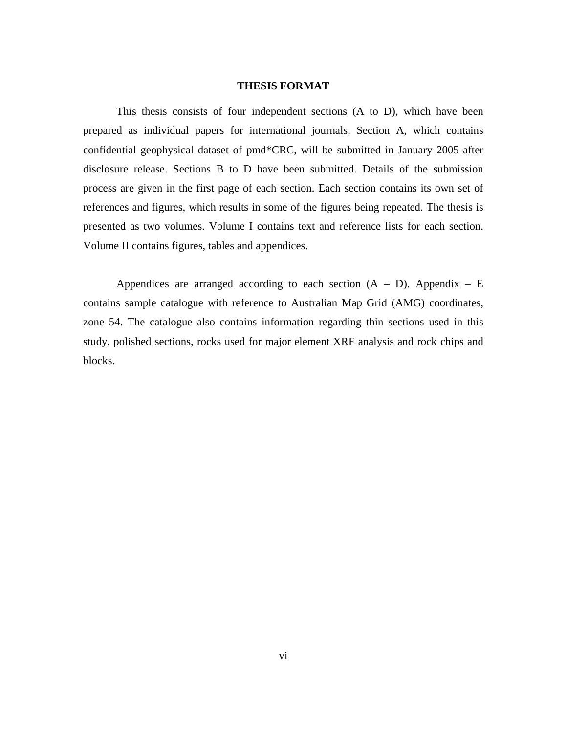# THESIS FORMAT

This thesis consists of four independent sections (A to D), which have been prepared as individual papers for international journals. Section A, which contains confidential geophysical dataset of pmd*CRC, will be submitted in January 2005 after disclosure release. Sections B to D have been submitted. Details of the submission process are given in the first page of each section. Each section contains its own set of references and figures, which results in some of the figures being repeated. The thesis is presented as two volumes. Volume I contains text and reference lists for each section. Volume II contains figures, tables and appendices.

Appendices are arranged according to each section (A – D). Appendix – E contains sample catalogue with reference to Australian Map Grid (AMG) coordinates, zone 54. The catalogue also contains information regarding thin sections used in this study, polished sections, rocks used for major element XRF analysis and rock chips and blocks.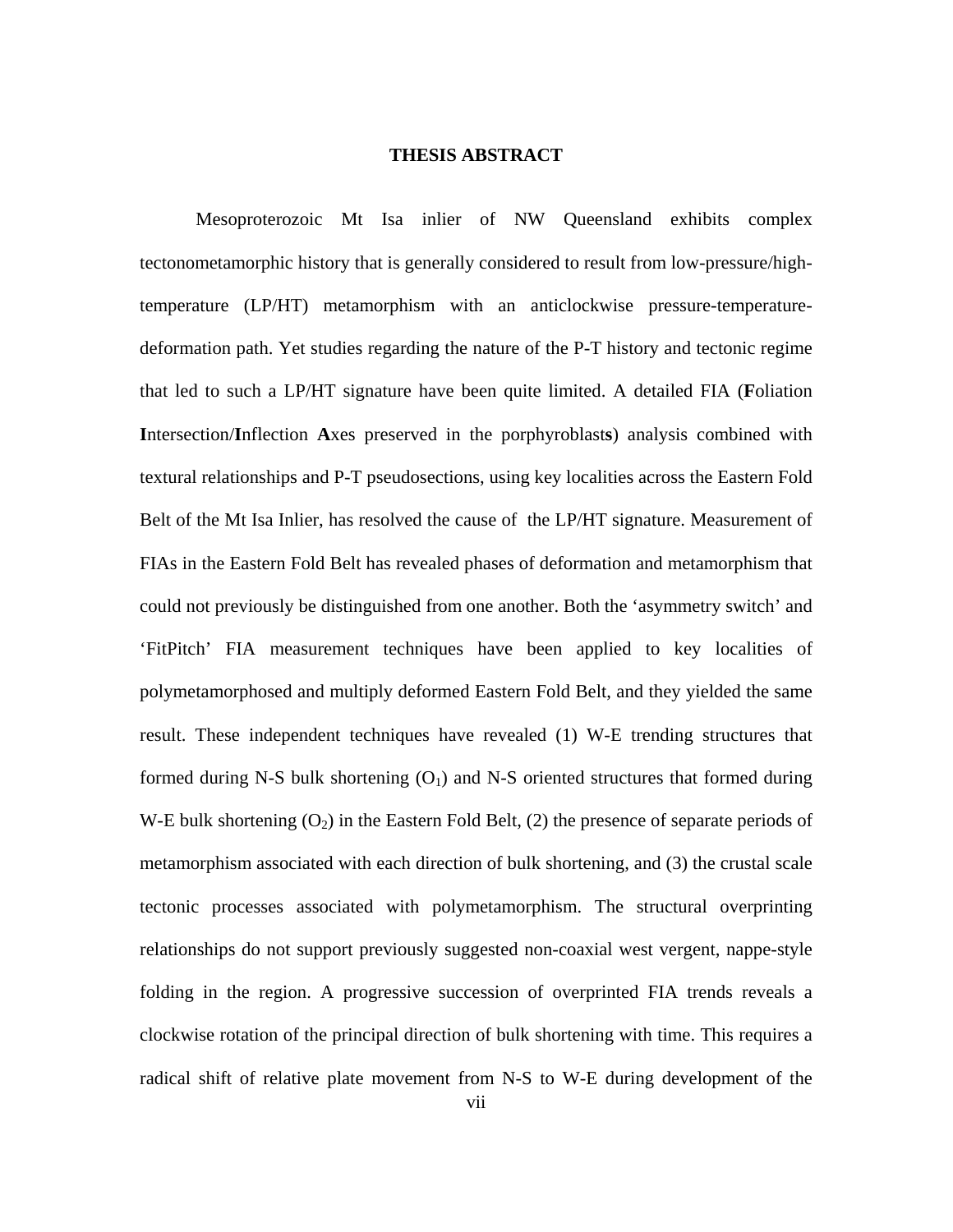## THESIS ABSTRACT

Mesoproterozoic Mt Isa inlier of NW Queensland exhibits complex tectonometamorphic history that is generally considered to result from low-pressure/high-temperature (LP/HT) metamorphism with an anticlockwise pressure-temperature-deformation path. Yet studies regarding the nature of the P-T history and tectonic regime that led to such a LP/HT signature have been quite limited. A detailed FIA (**F**oliation **I**ntersection/**I**nflection **A**xes preserved in the porphyroblast**s**) analysis combined with textural relationships and P-T pseudosections, using key localities across the Eastern Fold Belt of the Mt Isa Inlier, has resolved the cause of the LP/HT signature. Measurement of FIAs in the Eastern Fold Belt has revealed phases of deformation and metamorphism that could not previously be distinguished from one another. Both the 'asymmetry switch' and 'FitPitch' FIA measurement techniques have been applied to key localities of polymetamorphosed and multiply deformed Eastern Fold Belt, and they yielded the same result. These independent techniques have revealed (1) W-E trending structures that formed during N-S bulk shortening ($O_1$) and N-S oriented structures that formed during W-E bulk shortening ($O_2$) in the Eastern Fold Belt, (2) the presence of separate periods of metamorphism associated with each direction of bulk shortening, and (3) the crustal scale tectonic processes associated with polymetamorphism. The structural overprinting relationships do not support previously suggested non-coaxial west vergent, nappe-style folding in the region. A progressive succession of overprinted FIA trends reveals a clockwise rotation of the principal direction of bulk shortening with time. This requires a radical shift of relative plate movement from N-S to W-E during development of the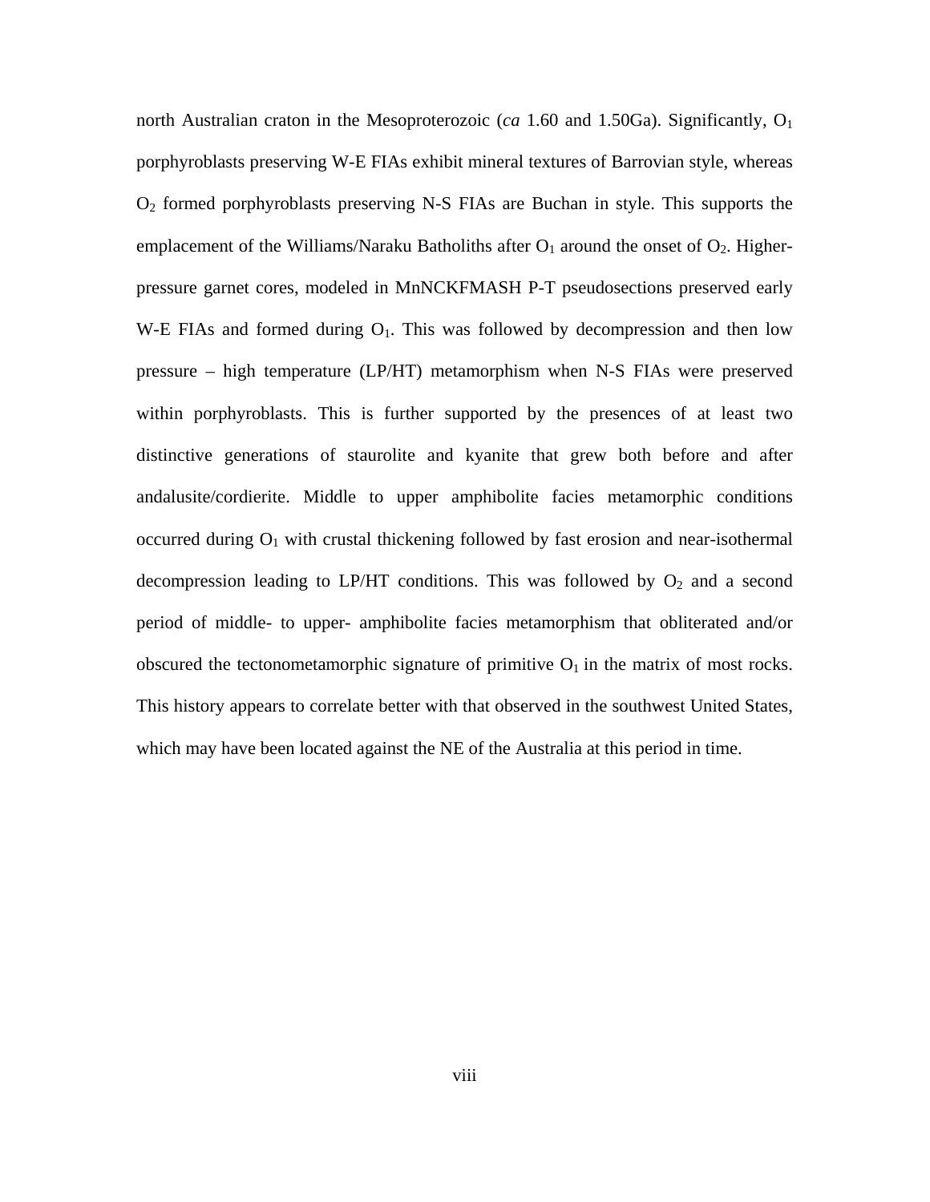north Australian craton in the Mesoproterozoic (*ca* 1.60 and 1.50Ga). Significantly, $O_1$ porphyroblasts preserving W-E FIAs exhibit mineral textures of Barrovian style, whereas $O_2$ formed porphyroblasts preserving N-S FIAs are Buchan in style. This supports the emplacement of the Williams/Naraku Batholiths after $O_1$ around the onset of $O_2$. Higher-pressure garnet cores, modeled in MnNCKFMASH P-T pseudosections preserved early W-E FIAs and formed during $O_1$. This was followed by decompression and then low pressure – high temperature (LP/HT) metamorphism when N-S FIAs were preserved within porphyroblasts. This is further supported by the presences of at least two distinctive generations of staurolite and kyanite that grew both before and after andalusite/cordierite. Middle to upper amphibolite facies metamorphic conditions occurred during $O_1$ with crustal thickening followed by fast erosion and near-isothermal decompression leading to LP/HT conditions. This was followed by $O_2$ and a second period of middle- to upper- amphibolite facies metamorphism that obliterated and/or obscured the tectonometamorphic signature of primitive $O_1$ in the matrix of most rocks. This history appears to correlate better with that observed in the southwest United States, which may have been located against the NE of the Australia at this period in time.